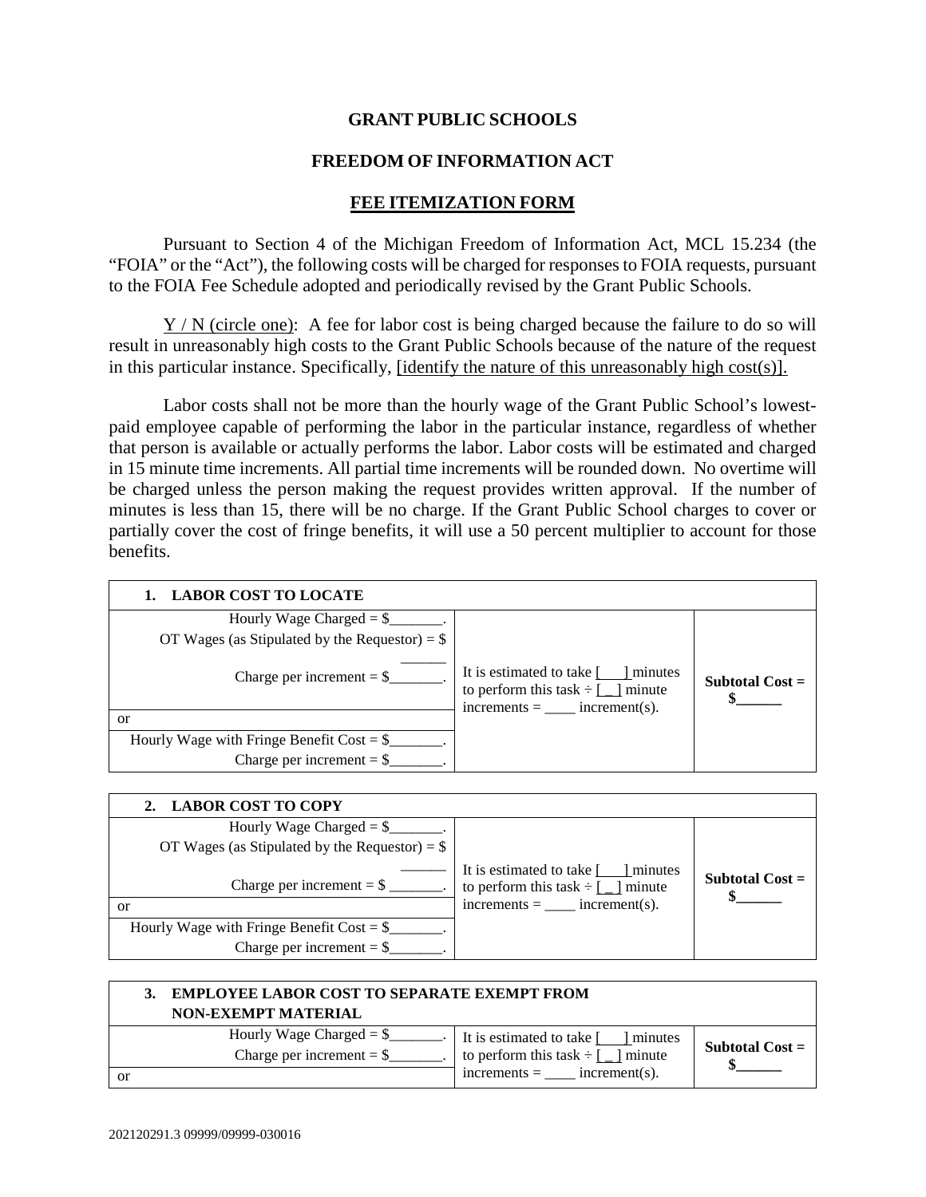# GRANT PUBLIC SCHOOLS

## FREEDOM OF INFORMATION ACT

## FEE ITEMIZATION FORM

Pursuant to Section 4 of the Michigan Freedom of Information Act, MCL 15.234 (the "FOIA" or the "Act"), the following costs will be charged for responses to FOIA requests, pursuant to the FOIA Fee Schedule adopted and periodically revised by the Grant Public Schools.

Y / N (circle one): A fee for labor cost is being charged because the failure to do so will result in unreasonably high costs to the Grant Public Schools because of the nature of the request in this particular instance. Specifically, [identify the nature of this unreasonably high cost(s)].

Labor costs shall not be more than the hourly wage of the Grant Public School's lowest-paid employee capable of performing the labor in the particular instance, regardless of whether that person is available or actually performs the labor. Labor costs will be estimated and charged in 15 minute time increments. All partial time increments will be rounded down. No overtime will be charged unless the person making the request provides written approval. If the number of minutes is less than 15, there will be no charge. If the Grant Public School charges to cover or partially cover the cost of fringe benefits, it will use a 50 percent multiplier to account for those benefits.

| **1. LABOR COST TO LOCATE** | | |
|---|---|---|
| Hourly Wage Charged = $_______.<br>OT Wages (as Stipulated by the Requestor) = $ ______<br>Charge per increment = $_______. | It is estimated to take [___] minutes to perform this task ÷ [_] minute increments = ____ increment(s). | **Subtotal Cost = $______** |
| or | | |
| Hourly Wage with Fringe Benefit Cost = $_______.<br>Charge per increment = $_______. | | |

| **2. LABOR COST TO COPY** | | |
|---|---|---|
| Hourly Wage Charged = $_______.<br>OT Wages (as Stipulated by the Requestor) = $ ______<br>Charge per increment = $ _______. | It is estimated to take [___] minutes to perform this task ÷ [_] minute increments = ____ increment(s). | **Subtotal Cost = $______** |
| or | | |
| Hourly Wage with Fringe Benefit Cost = $_______.<br>Charge per increment = $_______. | | |

| **3. EMPLOYEE LABOR COST TO SEPARATE EXEMPT FROM NON-EXEMPT MATERIAL** | | |
|---|---|---|
| Hourly Wage Charged = $_______.<br>Charge per increment = $_______. | It is estimated to take [___] minutes to perform this task ÷ [_] minute increments = ____ increment(s). | **Subtotal Cost = $______** |
| or | | |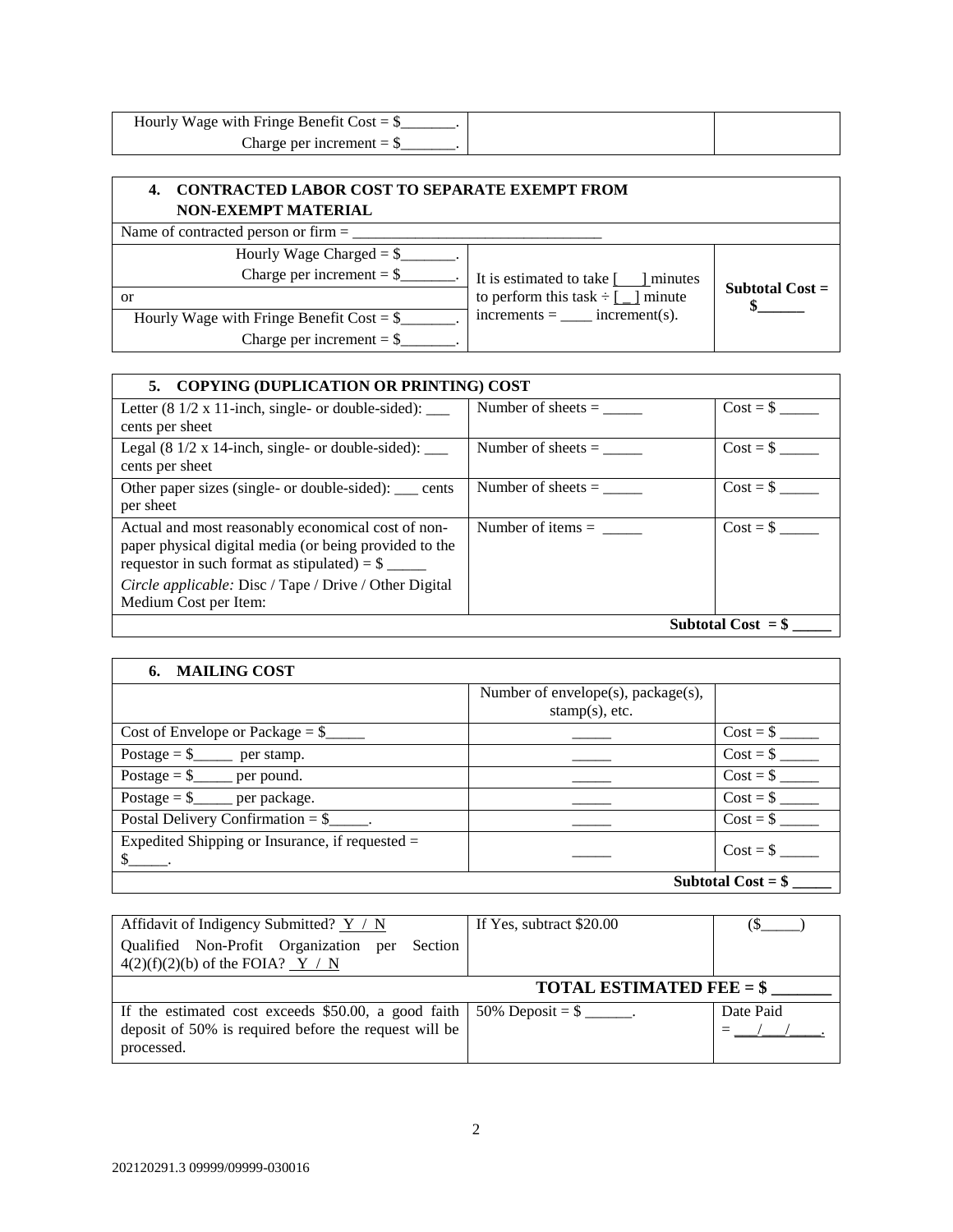| Hourly Wage with Fringe Benefit Cost = $_______.<br>Charge per increment = $_______. | | |
|---|---|---|

| 4. CONTRACTED LABOR COST TO SEPARATE EXEMPT FROM NON-EXEMPT MATERIAL | | |
|---|---|---|
| Name of contracted person or firm = _______________________________ | | |
| Hourly Wage Charged = $_______.<br>Charge per increment = $_______. | It is estimated to take [___] minutes to perform this task ÷ [_] minute increments = ____ increment(s). | **Subtotal Cost = $______** |
| or | | |
| Hourly Wage with Fringe Benefit Cost = $_______.<br>Charge per increment = $_______. | | |

| 5. COPYING (DUPLICATION OR PRINTING) COST | | |
|---|---|---|
| Letter (8 1/2 x 11-inch, single- or double-sided): ___ cents per sheet | Number of sheets = _____ | Cost = $ _____ |
| Legal (8 1/2 x 14-inch, single- or double-sided): ___ cents per sheet | Number of sheets = _____ | Cost = $ _____ |
| Other paper sizes (single- or double-sided): ___ cents per sheet | Number of sheets = _____ | Cost = $ _____ |
| Actual and most reasonably economical cost of non-paper physical digital media (or being provided to the requestor in such format as stipulated) = $ _____<br>*Circle applicable:* Disc / Tape / Drive / Other Digital Medium Cost per Item: | Number of items = _____ | Cost = $ _____ |
| | | **Subtotal Cost = $ _____** |

| 6. MAILING COST | | |
|---|---|---|
| | Number of envelope(s), package(s), stamp(s), etc. | |
| Cost of Envelope or Package = $_____ | _____ | Cost = $ _____ |
| Postage = $_____ per stamp. | _____ | Cost = $ _____ |
| Postage = $_____ per pound. | _____ | Cost = $ _____ |
| Postage = $_____ per package. | _____ | Cost = $ _____ |
| Postal Delivery Confirmation = $_____. | _____ | Cost = $ _____ |
| Expedited Shipping or Insurance, if requested = $_____. | _____ | Cost = $ _____ |
| | | **Subtotal Cost = $ _____** |

| Affidavit of Indigency Submitted? Y / N<br>Qualified Non-Profit Organization per Section 4(2)(f)(2)(b) of the FOIA? Y / N | If Yes, subtract $20.00 | ($_____) |
|---|---|---|
| | | **TOTAL ESTIMATED FEE = $ _______** |
| If the estimated cost exceeds $50.00, a good faith deposit of 50% is required before the request will be processed. | 50% Deposit = $ ______. | Date Paid = ___/___/____. |

202120291.3 09999/09999-030016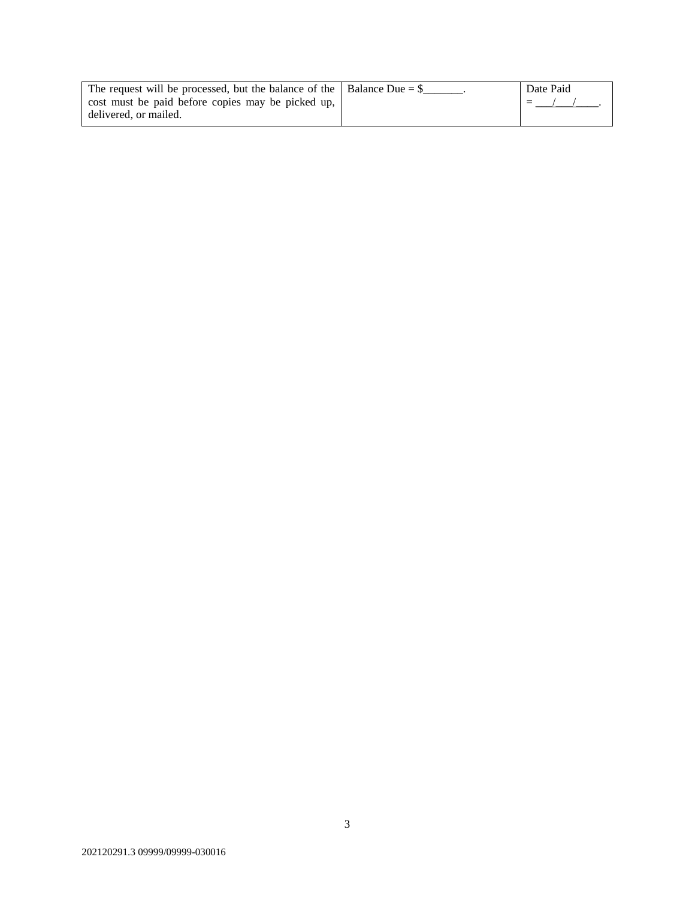| | | |
|---|---|---|
| The request will be processed, but the balance of the cost must be paid before copies may be picked up, delivered, or mailed. | Balance Due = $_______. | Date Paid = ___/___/_____. |

202120291.3 09999/09999-030016